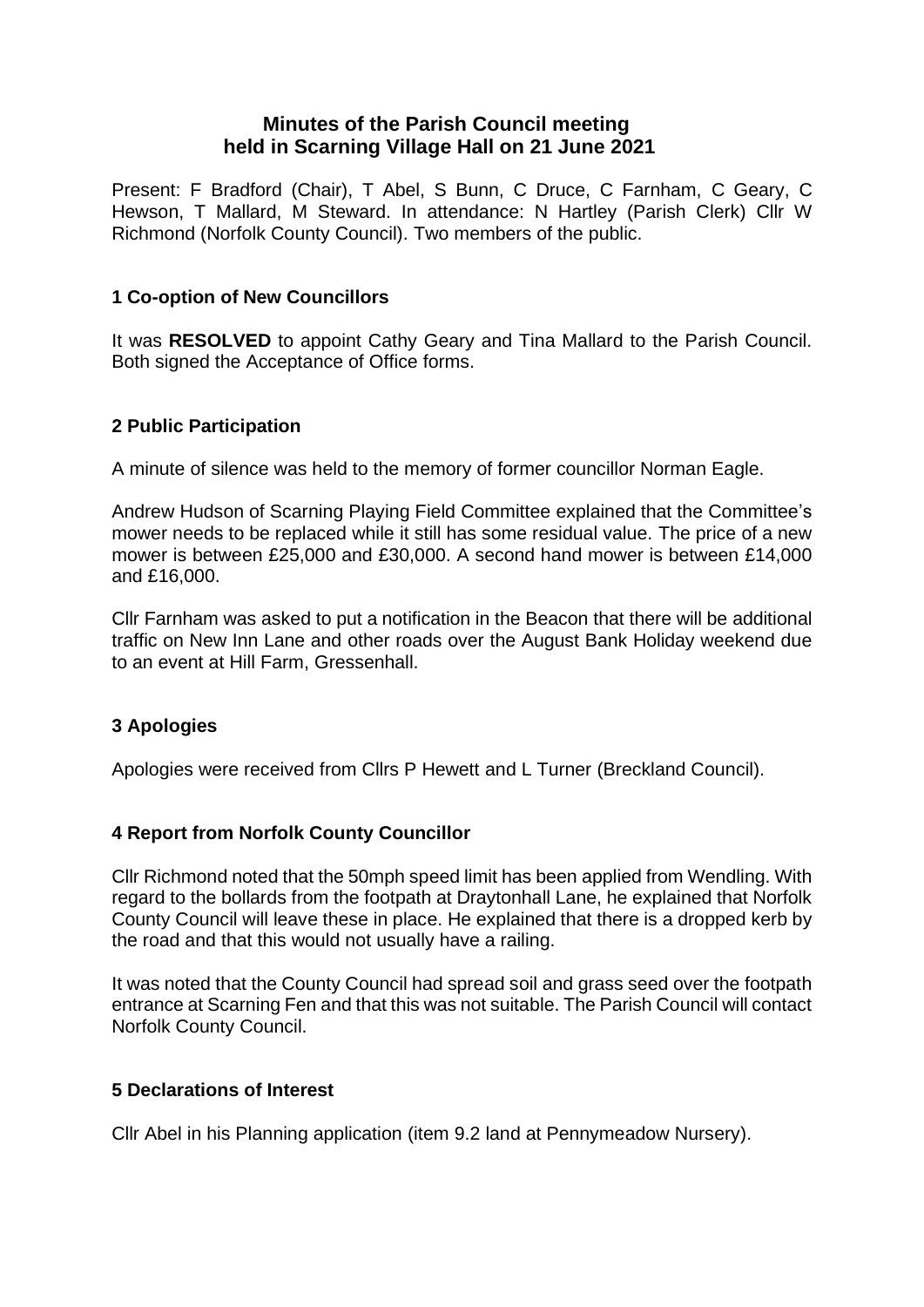# Minutes of the Parish Council meeting held in Scarning Village Hall on 21 June 2021

Present: F Bradford (Chair), T Abel, S Bunn, C Druce, C Farnham, C Geary, C Hewson, T Mallard, M Steward. In attendance: N Hartley (Parish Clerk) Cllr W Richmond (Norfolk County Council). Two members of the public.

## 1 Co-option of New Councillors

It was **RESOLVED** to appoint Cathy Geary and Tina Mallard to the Parish Council. Both signed the Acceptance of Office forms.

## 2 Public Participation

A minute of silence was held to the memory of former councillor Norman Eagle.

Andrew Hudson of Scarning Playing Field Committee explained that the Committee's mower needs to be replaced while it still has some residual value. The price of a new mower is between £25,000 and £30,000. A second hand mower is between £14,000 and £16,000.

Cllr Farnham was asked to put a notification in the Beacon that there will be additional traffic on New Inn Lane and other roads over the August Bank Holiday weekend due to an event at Hill Farm, Gressenhall.

## 3 Apologies

Apologies were received from Cllrs P Hewett and L Turner (Breckland Council).

## 4 Report from Norfolk County Councillor

Cllr Richmond noted that the 50mph speed limit has been applied from Wendling. With regard to the bollards from the footpath at Draytonhall Lane, he explained that Norfolk County Council will leave these in place. He explained that there is a dropped kerb by the road and that this would not usually have a railing.

It was noted that the County Council had spread soil and grass seed over the footpath entrance at Scarning Fen and that this was not suitable. The Parish Council will contact Norfolk County Council.

## 5 Declarations of Interest

Cllr Abel in his Planning application (item 9.2 land at Pennymeadow Nursery).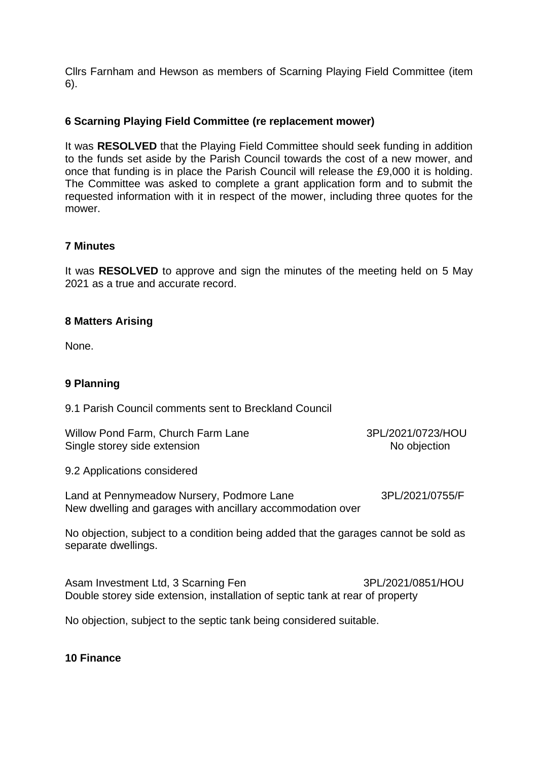Cllrs Farnham and Hewson as members of Scarning Playing Field Committee (item 6).

### 6 Scarning Playing Field Committee (re replacement mower)

It was **RESOLVED** that the Playing Field Committee should seek funding in addition to the funds set aside by the Parish Council towards the cost of a new mower, and once that funding is in place the Parish Council will release the £9,000 it is holding. The Committee was asked to complete a grant application form and to submit the requested information with it in respect of the mower, including three quotes for the mower.

### 7 Minutes

It was **RESOLVED** to approve and sign the minutes of the meeting held on 5 May 2021 as a true and accurate record.

### 8 Matters Arising

None.

### 9 Planning

9.1 Parish Council comments sent to Breckland Council

Willow Pond Farm, Church Farm Lane — 3PL/2021/0723/HOU
Single storey side extension — No objection

9.2 Applications considered

Land at Pennymeadow Nursery, Podmore Lane — 3PL/2021/0755/F
New dwelling and garages with ancillary accommodation over

No objection, subject to a condition being added that the garages cannot be sold as separate dwellings.

Asam Investment Ltd, 3 Scarning Fen — 3PL/2021/0851/HOU
Double storey side extension, installation of septic tank at rear of property

No objection, subject to the septic tank being considered suitable.

### 10 Finance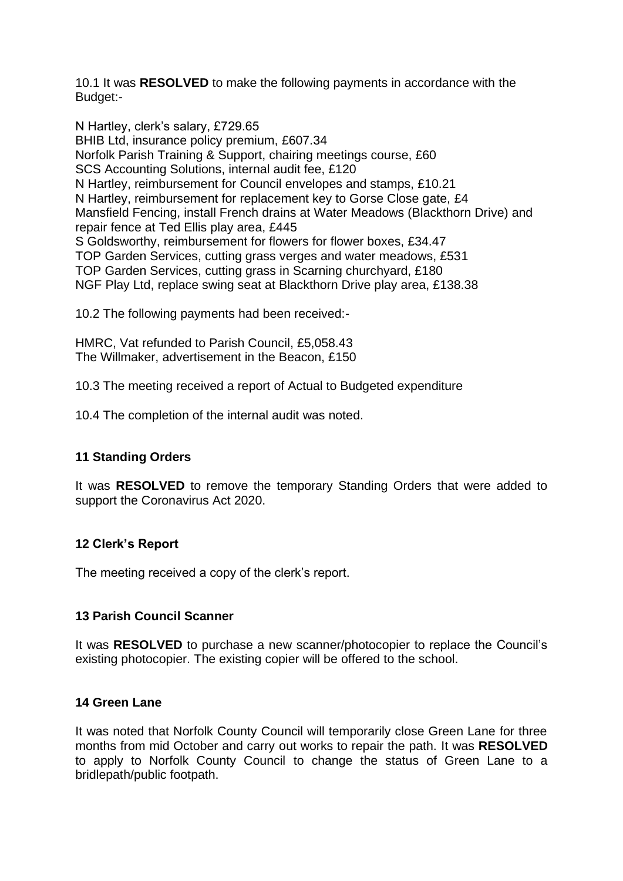10.1 It was **RESOLVED** to make the following payments in accordance with the Budget:-

N Hartley, clerk's salary, £729.65
BHIB Ltd, insurance policy premium, £607.34
Norfolk Parish Training & Support, chairing meetings course, £60
SCS Accounting Solutions, internal audit fee, £120
N Hartley, reimbursement for Council envelopes and stamps, £10.21
N Hartley, reimbursement for replacement key to Gorse Close gate, £4
Mansfield Fencing, install French drains at Water Meadows (Blackthorn Drive) and repair fence at Ted Ellis play area, £445
S Goldsworthy, reimbursement for flowers for flower boxes, £34.47
TOP Garden Services, cutting grass verges and water meadows, £531
TOP Garden Services, cutting grass in Scarning churchyard, £180
NGF Play Ltd, replace swing seat at Blackthorn Drive play area, £138.38

10.2 The following payments had been received:-

HMRC, Vat refunded to Parish Council, £5,058.43
The Willmaker, advertisement in the Beacon, £150

10.3 The meeting received a report of Actual to Budgeted expenditure

10.4 The completion of the internal audit was noted.

## 11 Standing Orders

It was **RESOLVED** to remove the temporary Standing Orders that were added to support the Coronavirus Act 2020.

## 12 Clerk's Report

The meeting received a copy of the clerk's report.

## 13 Parish Council Scanner

It was **RESOLVED** to purchase a new scanner/photocopier to replace the Council's existing photocopier. The existing copier will be offered to the school.

## 14 Green Lane

It was noted that Norfolk County Council will temporarily close Green Lane for three months from mid October and carry out works to repair the path. It was **RESOLVED** to apply to Norfolk County Council to change the status of Green Lane to a bridlepath/public footpath.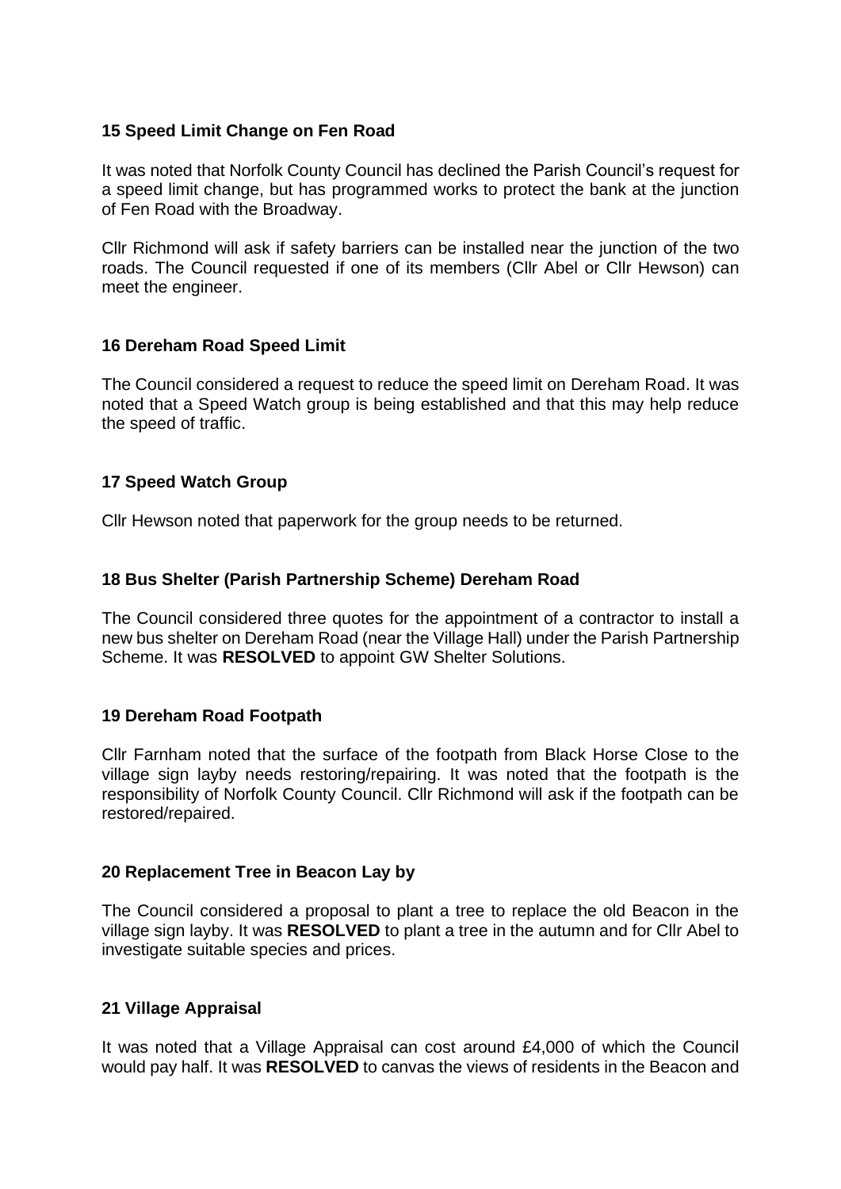### 15 Speed Limit Change on Fen Road

It was noted that Norfolk County Council has declined the Parish Council's request for a speed limit change, but has programmed works to protect the bank at the junction of Fen Road with the Broadway.

Cllr Richmond will ask if safety barriers can be installed near the junction of the two roads. The Council requested if one of its members (Cllr Abel or Cllr Hewson) can meet the engineer.

### 16 Dereham Road Speed Limit

The Council considered a request to reduce the speed limit on Dereham Road. It was noted that a Speed Watch group is being established and that this may help reduce the speed of traffic.

### 17 Speed Watch Group

Cllr Hewson noted that paperwork for the group needs to be returned.

### 18 Bus Shelter (Parish Partnership Scheme) Dereham Road

The Council considered three quotes for the appointment of a contractor to install a new bus shelter on Dereham Road (near the Village Hall) under the Parish Partnership Scheme. It was **RESOLVED** to appoint GW Shelter Solutions.

### 19 Dereham Road Footpath

Cllr Farnham noted that the surface of the footpath from Black Horse Close to the village sign layby needs restoring/repairing. It was noted that the footpath is the responsibility of Norfolk County Council. Cllr Richmond will ask if the footpath can be restored/repaired.

### 20 Replacement Tree in Beacon Lay by

The Council considered a proposal to plant a tree to replace the old Beacon in the village sign layby. It was **RESOLVED** to plant a tree in the autumn and for Cllr Abel to investigate suitable species and prices.

### 21 Village Appraisal

It was noted that a Village Appraisal can cost around £4,000 of which the Council would pay half. It was **RESOLVED** to canvas the views of residents in the Beacon and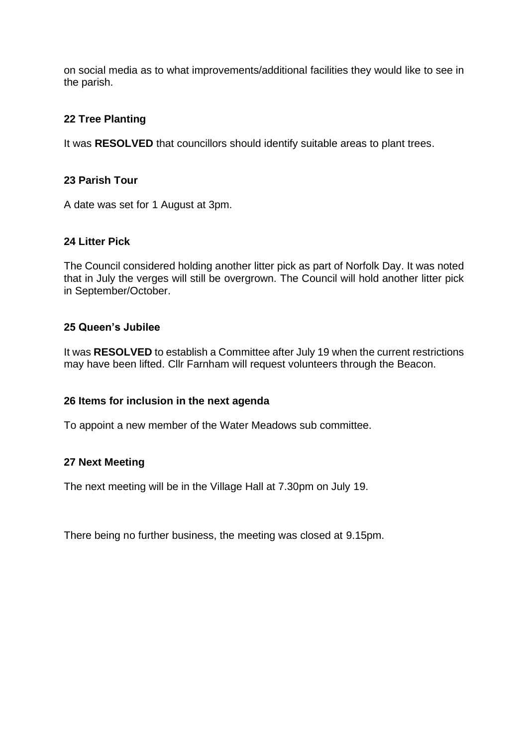on social media as to what improvements/additional facilities they would like to see in the parish.

### 22 Tree Planting

It was **RESOLVED** that councillors should identify suitable areas to plant trees.

### 23 Parish Tour

A date was set for 1 August at 3pm.

### 24 Litter Pick

The Council considered holding another litter pick as part of Norfolk Day. It was noted that in July the verges will still be overgrown. The Council will hold another litter pick in September/October.

### 25 Queen's Jubilee

It was **RESOLVED** to establish a Committee after July 19 when the current restrictions may have been lifted. Cllr Farnham will request volunteers through the Beacon.

### 26 Items for inclusion in the next agenda

To appoint a new member of the Water Meadows sub committee.

### 27 Next Meeting

The next meeting will be in the Village Hall at 7.30pm on July 19.

There being no further business, the meeting was closed at 9.15pm.